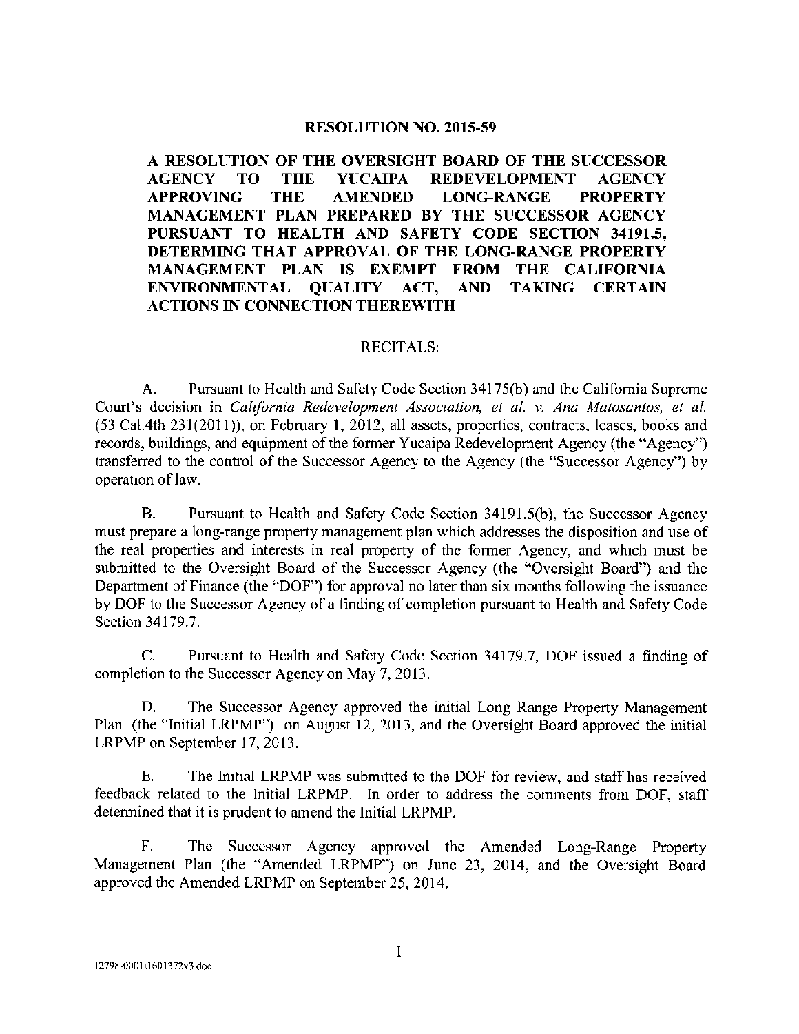**RESOLUTION NO. 2015-59**

**A RESOLUTION OF THE OVERSIGHT BOARD OF THE SUCCESSOR AGENCY TO THE YUCAIPA REDEVELOPMENT AGENCY APPROVING THE AMENDED LONG-RANGE PROPERTY MANAGEMENT PLAN PREPARED BY THE SUCCESSOR AGENCY PURSUANT TO HEALTH AND SAFETY CODE SECTION 34191.5, DETERMING THAT APPROVAL OF THE LONG-RANGE PROPERTY MANAGEMENT PLAN IS EXEMPT FROM THE CALIFORNIA ENVIRONMENTAL QUALITY ACT, AND TAKING CERTAIN ACTIONS IN CONNECTION THEREWITH**

RECITALS:

A. Pursuant to Health and Safety Code Section 34175(b) and the California Supreme Court's decision in *California Redevelopment Association, et al. v. Ana Matosantos, et al.* (53 Cal.4th 231(2011)), on February 1, 2012, all assets, properties, contracts, leases, books and records, buildings, and equipment of the former Yucaipa Redevelopment Agency (the "Agency") transferred to the control of the Successor Agency to the Agency (the "Successor Agency") by operation of law.

B. Pursuant to Health and Safety Code Section 34191.5(b), the Successor Agency must prepare a long-range property management plan which addresses the disposition and use of the real properties and interests in real property of the former Agency, and which must be submitted to the Oversight Board of the Successor Agency (the "Oversight Board") and the Department of Finance (the "DOF") for approval no later than six months following the issuance by DOF to the Successor Agency of a finding of completion pursuant to Health and Safety Code Section 34179.7.

C. Pursuant to Health and Safety Code Section 34179.7, DOF issued a finding of completion to the Successor Agency on May 7, 2013.

D. The Successor Agency approved the initial Long Range Property Management Plan (the "Initial LRPMP") on August 12, 2013, and the Oversight Board approved the initial LRPMP on September 17, 2013.

E. The Initial LRPMP was submitted to the DOF for review, and staff has received feedback related to the Initial LRPMP. In order to address the comments from DOF, staff determined that it is prudent to amend the Initial LRPMP.

F. The Successor Agency approved the Amended Long-Range Property Management Plan (the "Amended LRPMP") on June 23, 2014, and the Oversight Board approved the Amended LRPMP on September 25, 2014.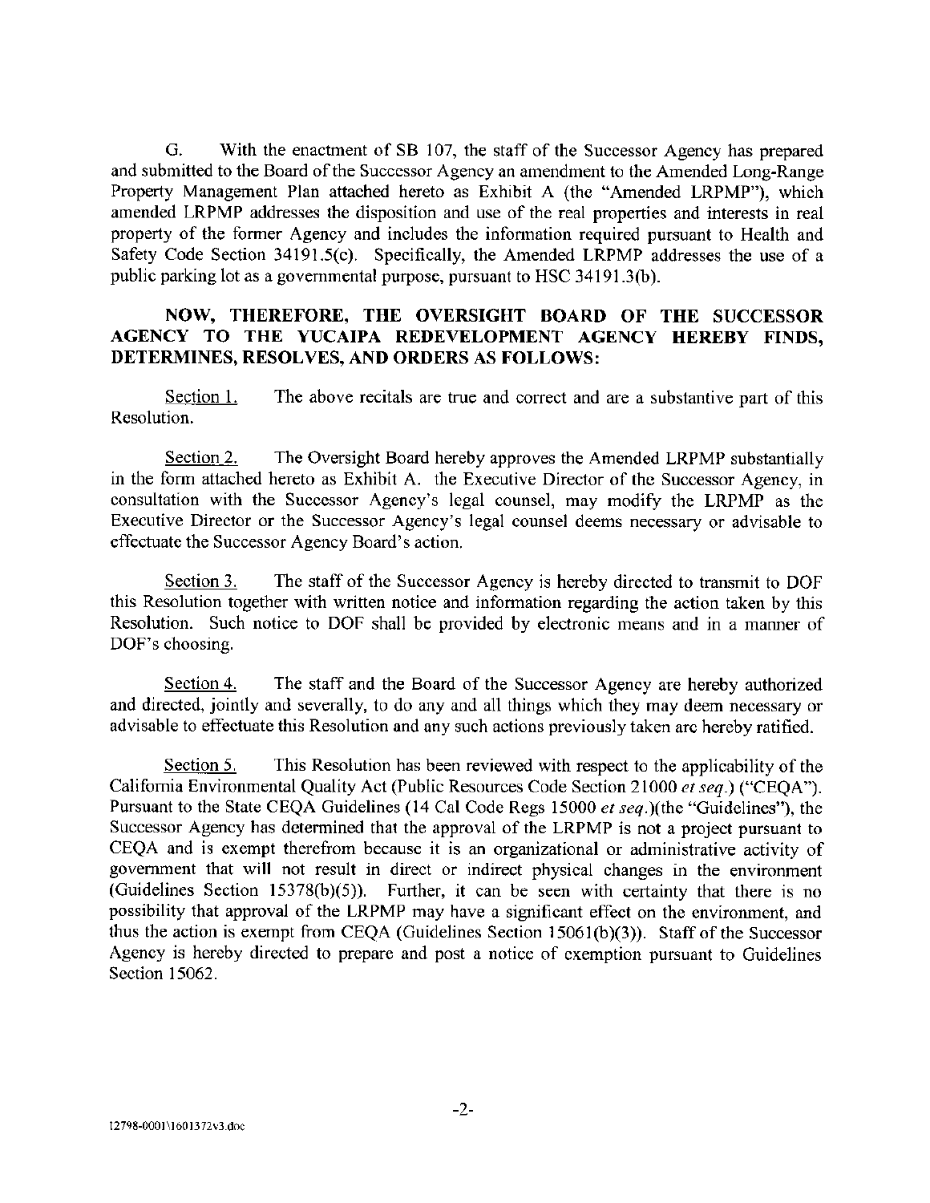G. With the enactment of SB 107, the staff of the Successor Agency has prepared and submitted to the Board of the Successor Agency an amendment to the Amended Long-Range Property Management Plan attached hereto as Exhibit A (the "Amended LRPMP"), which amended LRPMP addresses the disposition and use of the real properties and interests in real property of the former Agency and includes the information required pursuant to Health and Safety Code Section 34191.5(c). Specifically, the Amended LRPMP addresses the use of a public parking lot as a governmental purpose, pursuant to HSC 34191.3(b).

**NOW, THEREFORE, THE OVERSIGHT BOARD OF THE SUCCESSOR AGENCY TO THE YUCAIPA REDEVELOPMENT AGENCY HEREBY FINDS, DETERMINES, RESOLVES, AND ORDERS AS FOLLOWS:**

Section 1. The above recitals are true and correct and are a substantive part of this Resolution.

Section 2. The Oversight Board hereby approves the Amended LRPMP substantially in the form attached hereto as Exhibit A. the Executive Director of the Successor Agency, in consultation with the Successor Agency's legal counsel, may modify the LRPMP as the Executive Director or the Successor Agency's legal counsel deems necessary or advisable to effectuate the Successor Agency Board's action.

Section 3. The staff of the Successor Agency is hereby directed to transmit to DOF this Resolution together with written notice and information regarding the action taken by this Resolution. Such notice to DOF shall be provided by electronic means and in a manner of DOF's choosing.

Section 4. The staff and the Board of the Successor Agency are hereby authorized and directed, jointly and severally, to do any and all things which they may deem necessary or advisable to effectuate this Resolution and any such actions previously taken are hereby ratified.

Section 5. This Resolution has been reviewed with respect to the applicability of the California Environmental Quality Act (Public Resources Code Section 21000 *et seq.*) ("CEQA"). Pursuant to the State CEQA Guidelines (14 Cal Code Regs 15000 *et seq.*)(the "Guidelines"), the Successor Agency has determined that the approval of the LRPMP is not a project pursuant to CEQA and is exempt therefrom because it is an organizational or administrative activity of government that will not result in direct or indirect physical changes in the environment (Guidelines Section 15378(b)(5)). Further, it can be seen with certainty that there is no possibility that approval of the LRPMP may have a significant effect on the environment, and thus the action is exempt from CEQA (Guidelines Section 15061(b)(3)). Staff of the Successor Agency is hereby directed to prepare and post a notice of exemption pursuant to Guidelines Section 15062.

12798-0001\1601372v3.doc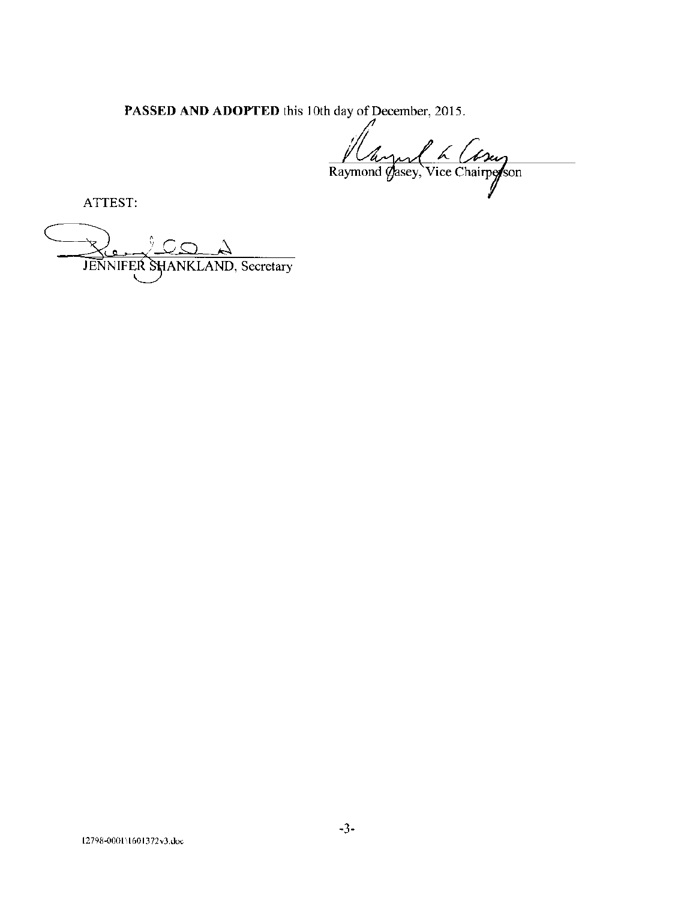**PASSED AND ADOPTED** this 10th day of December, 2015.

Raymond Casey, Vice Chairperson

ATTEST:

JENNIFER SHANKLAND, Secretary

12798-0001\1601372v3.doc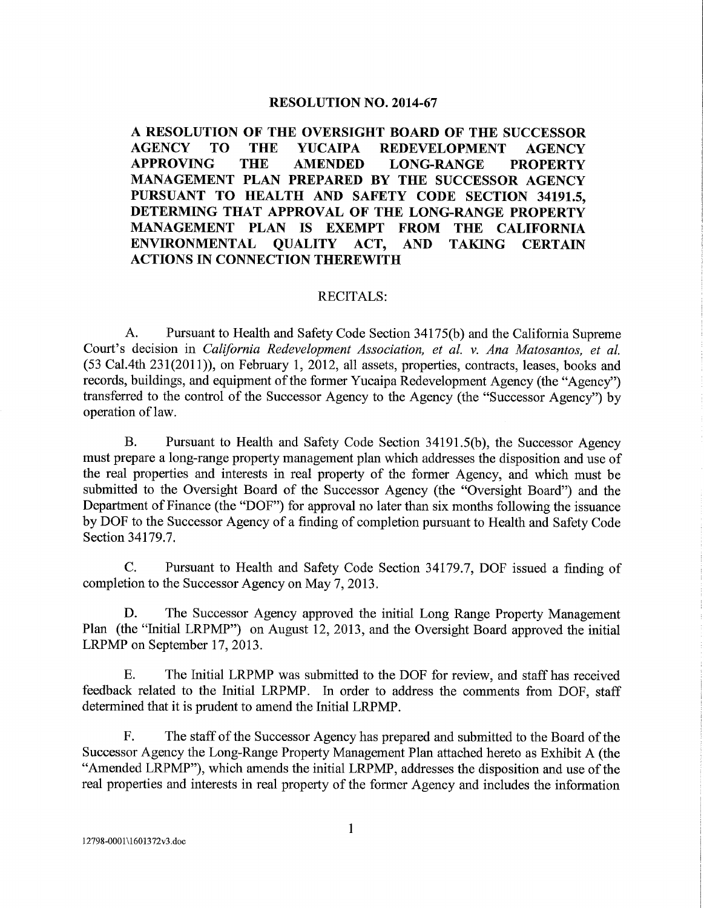# RESOLUTION NO. 2014-67

**A RESOLUTION OF THE OVERSIGHT BOARD OF THE SUCCESSOR AGENCY TO THE YUCAIPA REDEVELOPMENT AGENCY APPROVING THE AMENDED LONG-RANGE PROPERTY MANAGEMENT PLAN PREPARED BY THE SUCCESSOR AGENCY PURSUANT TO HEALTH AND SAFETY CODE SECTION 34191.5, DETERMING THAT APPROVAL OF THE LONG-RANGE PROPERTY MANAGEMENT PLAN IS EXEMPT FROM THE CALIFORNIA ENVIRONMENTAL QUALITY ACT, AND TAKING CERTAIN ACTIONS IN CONNECTION THEREWITH**

RECITALS:

A. Pursuant to Health and Safety Code Section 34175(b) and the California Supreme Court's decision in *California Redevelopment Association, et al. v. Ana Matosantos, et al.* (53 Cal.4th 231(2011)), on February 1, 2012, all assets, properties, contracts, leases, books and records, buildings, and equipment of the former Yucaipa Redevelopment Agency (the "Agency") transferred to the control of the Successor Agency to the Agency (the "Successor Agency") by operation of law.

B. Pursuant to Health and Safety Code Section 34191.5(b), the Successor Agency must prepare a long-range property management plan which addresses the disposition and use of the real properties and interests in real property of the former Agency, and which must be submitted to the Oversight Board of the Successor Agency (the "Oversight Board") and the Department of Finance (the "DOF") for approval no later than six months following the issuance by DOF to the Successor Agency of a finding of completion pursuant to Health and Safety Code Section 34179.7.

C. Pursuant to Health and Safety Code Section 34179.7, DOF issued a finding of completion to the Successor Agency on May 7, 2013.

D. The Successor Agency approved the initial Long Range Property Management Plan (the "Initial LRPMP") on August 12, 2013, and the Oversight Board approved the initial LRPMP on September 17, 2013.

E. The Initial LRPMP was submitted to the DOF for review, and staff has received feedback related to the Initial LRPMP. In order to address the comments from DOF, staff determined that it is prudent to amend the Initial LRPMP.

F. The staff of the Successor Agency has prepared and submitted to the Board of the Successor Agency the Long-Range Property Management Plan attached hereto as Exhibit A (the "Amended LRPMP"), which amends the initial LRPMP, addresses the disposition and use of the real properties and interests in real property of the former Agency and includes the information

12798-0001\1601372v3.doc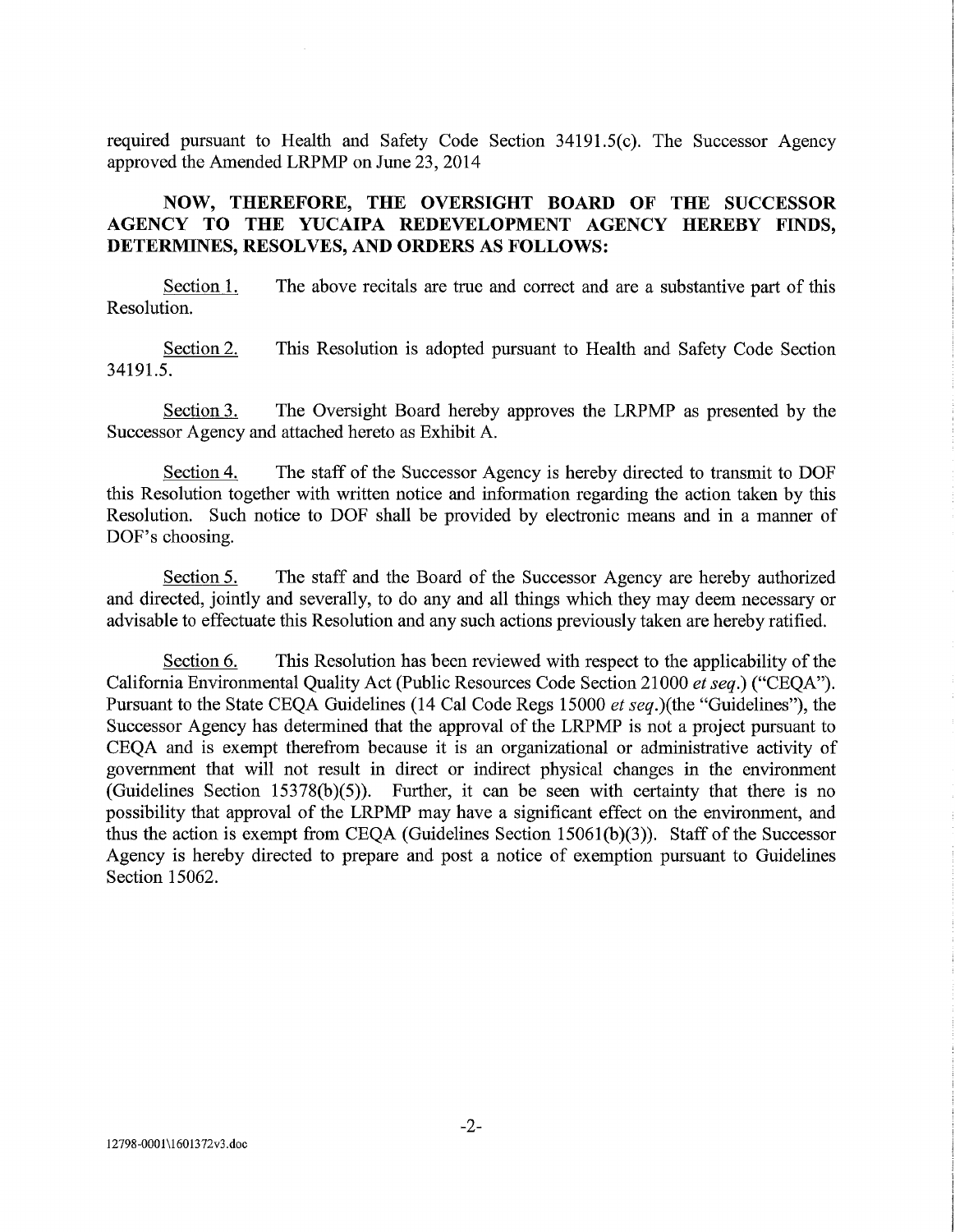required pursuant to Health and Safety Code Section 34191.5(c). The Successor Agency approved the Amended LRPMP on June 23, 2014

**NOW, THEREFORE, THE OVERSIGHT BOARD OF THE SUCCESSOR AGENCY TO THE YUCAIPA REDEVELOPMENT AGENCY HEREBY FINDS, DETERMINES, RESOLVES, AND ORDERS AS FOLLOWS:**

Section 1. The above recitals are true and correct and are a substantive part of this Resolution.

Section 2. This Resolution is adopted pursuant to Health and Safety Code Section 34191.5.

Section 3. The Oversight Board hereby approves the LRPMP as presented by the Successor Agency and attached hereto as Exhibit A.

Section 4. The staff of the Successor Agency is hereby directed to transmit to DOF this Resolution together with written notice and information regarding the action taken by this Resolution. Such notice to DOF shall be provided by electronic means and in a manner of DOF's choosing.

Section 5. The staff and the Board of the Successor Agency are hereby authorized and directed, jointly and severally, to do any and all things which they may deem necessary or advisable to effectuate this Resolution and any such actions previously taken are hereby ratified.

Section 6. This Resolution has been reviewed with respect to the applicability of the California Environmental Quality Act (Public Resources Code Section 21000 *et seq.*) ("CEQA"). Pursuant to the State CEQA Guidelines (14 Cal Code Regs 15000 *et seq.*)(the "Guidelines"), the Successor Agency has determined that the approval of the LRPMP is not a project pursuant to CEQA and is exempt therefrom because it is an organizational or administrative activity of government that will not result in direct or indirect physical changes in the environment (Guidelines Section 15378(b)(5)). Further, it can be seen with certainty that there is no possibility that approval of the LRPMP may have a significant effect on the environment, and thus the action is exempt from CEQA (Guidelines Section 15061(b)(3)). Staff of the Successor Agency is hereby directed to prepare and post a notice of exemption pursuant to Guidelines Section 15062.

12798-0001\1601372v3.doc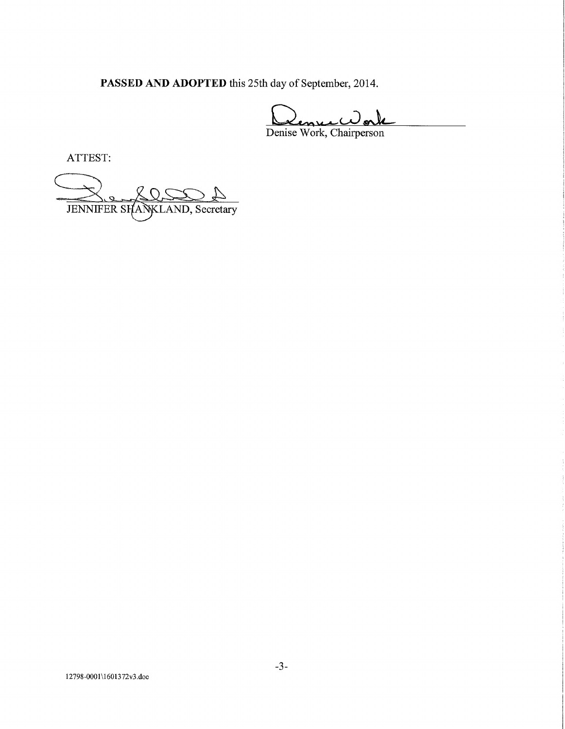**PASSED AND ADOPTED** this 25th day of September, 2014.

Denise Work, Chairperson

ATTEST:

JENNIFER SHANKLAND, Secretary

12798-0001\1601372v3.doc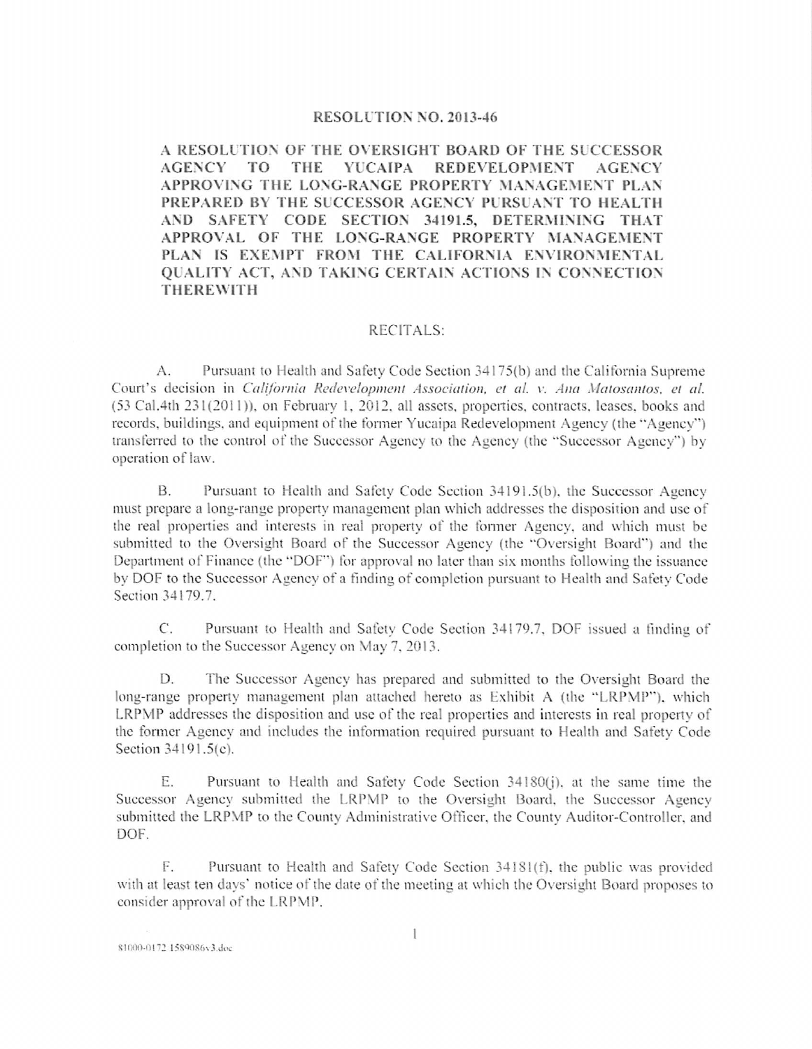# RESOLUTION NO. 2013-46

**A RESOLUTION OF THE OVERSIGHT BOARD OF THE SUCCESSOR AGENCY TO THE YUCAIPA REDEVELOPMENT AGENCY APPROVING THE LONG-RANGE PROPERTY MANAGEMENT PLAN PREPARED BY THE SUCCESSOR AGENCY PURSUANT TO HEALTH AND SAFETY CODE SECTION 34191.5, DETERMINING THAT APPROVAL OF THE LONG-RANGE PROPERTY MANAGEMENT PLAN IS EXEMPT FROM THE CALIFORNIA ENVIRONMENTAL QUALITY ACT, AND TAKING CERTAIN ACTIONS IN CONNECTION THEREWITH**

## RECITALS:

A. Pursuant to Health and Safety Code Section 34175(b) and the California Supreme Court's decision in *California Redevelopment Association, et al. v. Ana Matosantos, et al.* (53 Cal.4th 231(2011)), on February 1, 2012, all assets, properties, contracts, leases, books and records, buildings, and equipment of the former Yucaipa Redevelopment Agency (the "Agency") transferred to the control of the Successor Agency to the Agency (the "Successor Agency") by operation of law.

B. Pursuant to Health and Safety Code Section 34191.5(b), the Successor Agency must prepare a long-range property management plan which addresses the disposition and use of the real properties and interests in real property of the former Agency, and which must be submitted to the Oversight Board of the Successor Agency (the "Oversight Board") and the Department of Finance (the "DOF") for approval no later than six months following the issuance by DOF to the Successor Agency of a finding of completion pursuant to Health and Safety Code Section 34179.7.

C. Pursuant to Health and Safety Code Section 34179.7, DOF issued a finding of completion to the Successor Agency on May 7, 2013.

D. The Successor Agency has prepared and submitted to the Oversight Board the long-range property management plan attached hereto as Exhibit A (the "LRPMP"), which LRPMP addresses the disposition and use of the real properties and interests in real property of the former Agency and includes the information required pursuant to Health and Safety Code Section 34191.5(c).

E. Pursuant to Health and Safety Code Section 34180(j), at the same time the Successor Agency submitted the LRPMP to the Oversight Board, the Successor Agency submitted the LRPMP to the County Administrative Officer, the County Auditor-Controller, and DOF.

F. Pursuant to Health and Safety Code Section 34181(f), the public was provided with at least ten days' notice of the date of the meeting at which the Oversight Board proposes to consider approval of the LRPMP.

81000-0172 1589086v3.doc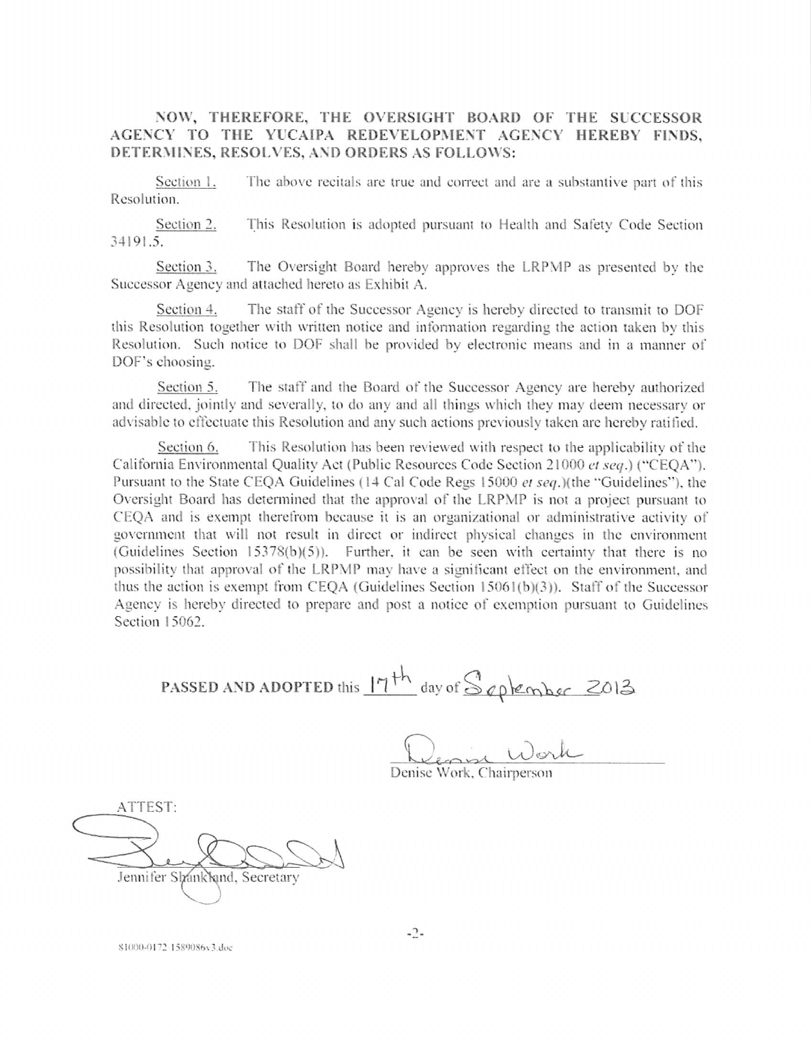**NOW, THEREFORE, THE OVERSIGHT BOARD OF THE SUCCESSOR AGENCY TO THE YUCAIPA REDEVELOPMENT AGENCY HEREBY FINDS, DETERMINES, RESOLVES, AND ORDERS AS FOLLOWS:**

Section 1. The above recitals are true and correct and are a substantive part of this Resolution.

Section 2. This Resolution is adopted pursuant to Health and Safety Code Section 34191.5.

Section 3. The Oversight Board hereby approves the LRPMP as presented by the Successor Agency and attached hereto as Exhibit A.

Section 4. The staff of the Successor Agency is hereby directed to transmit to DOF this Resolution together with written notice and information regarding the action taken by this Resolution. Such notice to DOF shall be provided by electronic means and in a manner of DOF's choosing.

Section 5. The staff and the Board of the Successor Agency are hereby authorized and directed, jointly and severally, to do any and all things which they may deem necessary or advisable to effectuate this Resolution and any such actions previously taken are hereby ratified.

Section 6. This Resolution has been reviewed with respect to the applicability of the California Environmental Quality Act (Public Resources Code Section 21000 *et seq.*) ("CEQA"). Pursuant to the State CEQA Guidelines (14 Cal Code Regs 15000 *et seq.*)(the "Guidelines"), the Oversight Board has determined that the approval of the LRPMP is not a project pursuant to CEQA and is exempt therefrom because it is an organizational or administrative activity of government that will not result in direct or indirect physical changes in the environment (Guidelines Section 15378(b)(5)). Further, it can be seen with certainty that there is no possibility that approval of the LRPMP may have a significant effect on the environment, and thus the action is exempt from CEQA (Guidelines Section 15061(b)(3)). Staff of the Successor Agency is hereby directed to prepare and post a notice of exemption pursuant to Guidelines Section 15062.

**PASSED AND ADOPTED** this 17th day of September 2013

Denise Work, Chairperson

ATTEST:

Jennifer Shankland, Secretary

81000-0172 1589086v3.doc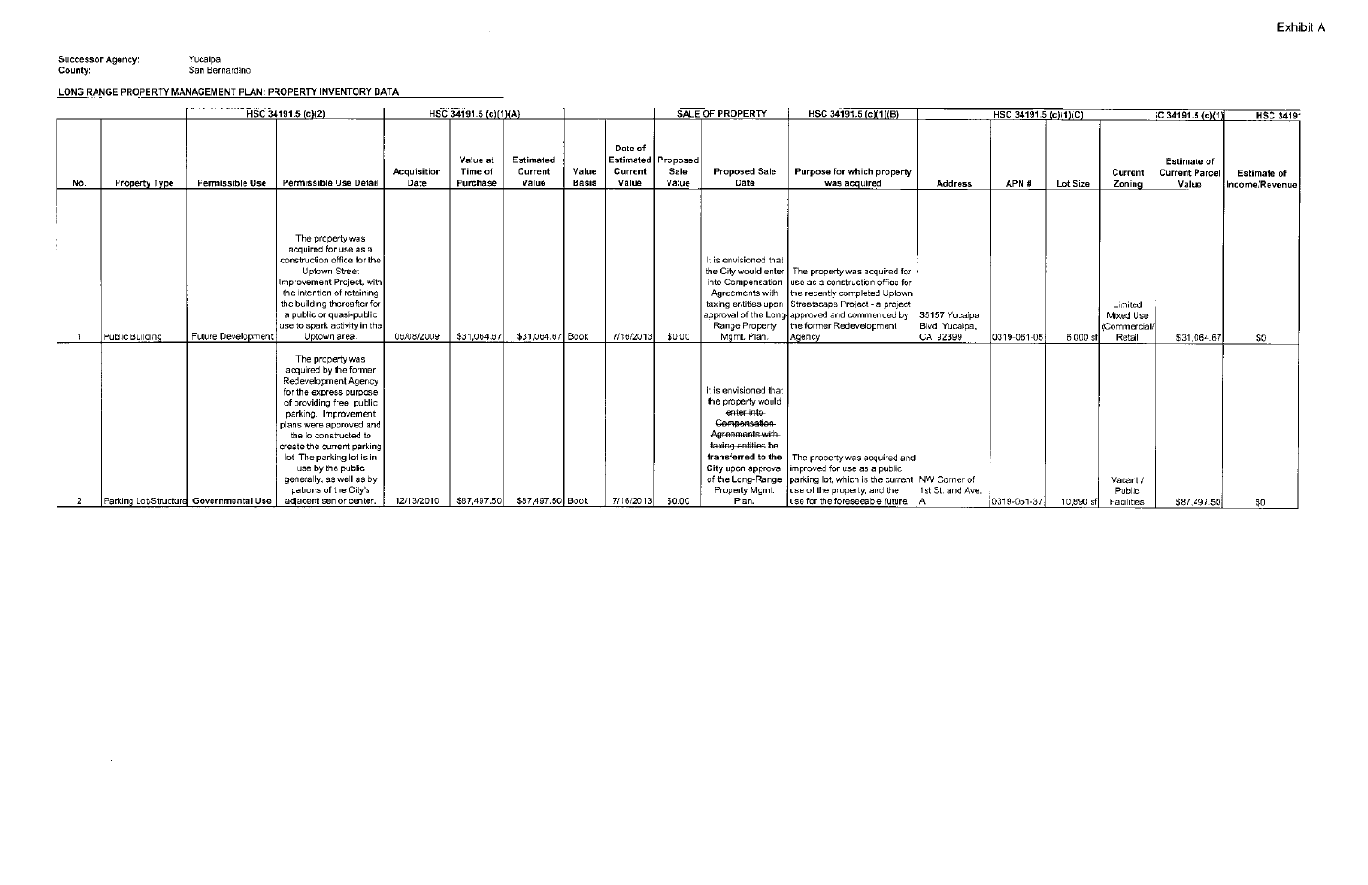Exhibit A

Successor Agency: Yucaipa
County: San Bernardino

**LONG RANGE PROPERTY MANAGEMENT PLAN: PROPERTY INVENTORY DATA**

| | | HSC 34191.5 (c)(2) | | HSC 34191.5 (c)(1)(A) | | | | | | SALE OF PROPERTY | HSC 34191.5 (c)(1)(B) | HSC 34191.5 (c)(1)(C) | | | | C 34191.5 (c)(1) | HSC 3419 |
|---|---|---|---|---|---|---|---|---|---|---|---|---|---|---|---|---|---|
| No. | Property Type | Permissible Use | Permissible Use Detail | Acquisition Date | Value at Time of Purchase | Estimated Current Value | Value Basis | Date of Estimated Current Value | Proposed Sale Value | Proposed Sale Date | Purpose for which property was acquired | Address | APN # | Lot Size | Current Zoning | Estimate of Current Parcel Value | Estimate of Income/Revenue |
| 1 | Public Building | Future Development | The property was acquired for use as a construction office for the Uptown Street Improvement Project, with the intention of retaining the building thereafter for a public or quasi-public use to spark activity in the Uptown area. | 06/08/2009 | $31,064.67 | $31,064.67 | Book | 7/16/2013 | $0.00 | It is envisioned that the City would enter into Compensation Agreements with taxing entities upon approval of the Long Range Property Mgmt. Plan. | The property was acquired for use as a construction office for the recently completed Uptown Streetscape Project - a project approved and commenced by the former Redevelopment Agency | 35157 Yucaipa Blvd. Yucaipa, CA 92399 | 0319-061-05 | 6,000 sf | Limited Mixed Use (Commercial/Retail | $31,064.67 | $0 |
| 2 | Parking Lot/Structure | Governmental Use | The property was acquired by the former Redevelopment Agency for the express purpose of providing free public parking. Improvement plans were approved and the lo constructed to create the current parking lot. The parking lot is in use by the public generally, as well as by patrons of the City's adjacent senior center. | 12/13/2010 | $87,497.50 | $87,497.50 | Book | 7/16/2013 | $0.00 | It is envisioned that the property would ~~enter into Compensation Agreements with taxing entities~~ **be transferred to the City** upon approval of the Long-Range Property Mgmt. Plan. | The property was acquired and improved for use as a public parking lot, which is the current use of the property, and the use for the foreseeable future. | NW Corner of 1st St. and Ave. A | 0319-051-37 | 10,890 sf | Vacant / Public Facilities | $87,497.50 | $0 |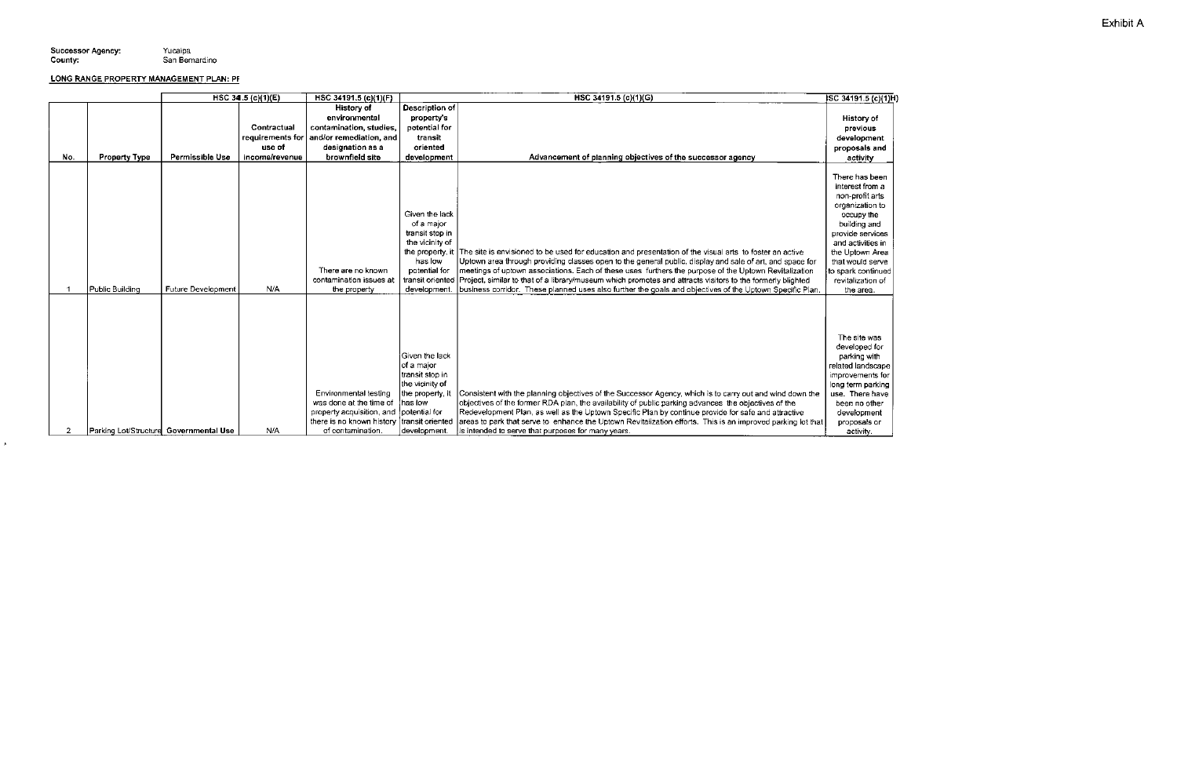Exhibit A

**Successor Agency:** Yucaipa
**County:** San Bernardino

**LONG RANGE PROPERTY MANAGEMENT PLAN: PF**

| | | | HSC 34191.5 (c)(1)(E) | HSC 34191.5 (c)(1)(F) | HSC 34191.5 (c)(1)(G) | | HSC 34191.5 (c)(1)(H) |
|---|---|---|---|---|---|---|---|
| No. | Property Type | Permissible Use | Contractual requirements for use of income/revenue | History of environmental contamination, studies, and/or remediation, and designation as a brownfield site | Description of property's potential for transit oriented development | Advancement of planning objectives of the successor agency | History of previous development proposals and activity |
| 1 | Public Building | Future Development | N/A | There are no known contamination issues at the property | Given the lack of a major transit stop in the vicinity of the property, it has low potential for transit oriented development. | The site is envisioned to be used for education and presentation of the visual arts to foster an active Uptown area through providing classes open to the general public, display and sale of art, and space for meetings of uptown associations. Each of these uses furthers the purpose of the Uptown Revitalization Project, similar to that of a library/museum which promotes and attracts visitors to the formerly blighted business corridor. These planned uses also further the goals and objectives of the Uptown Specific Plan. | There has been interest from a non-profit arts organization to occupy the building and provide services and activities in the Uptown Area that would serve to spark continued revitalization of the area. |
| 2 | Parking Lot/Structure | Governmental Use | N/A | Environmental testing was done at the time of property acquisition, and there is no known history of contamination. | Given the lack of a major transit stop in the vicinity of the property, it has low potential for transit oriented development. | Consistent with the planning objectives of the Successor Agency, which is to carry out and wind down the objectives of the former RDA plan, the availability of public parking advances the objectives of the Redevelopment Plan, as well as the Uptown Specific Plan by continue provide for safe and attractive areas to park that serve to enhance the Uptown Revitalization efforts. This is an improved parking lot that is intended to serve that purposes for many years. | The site was developed for parking with related landscape improvements for long term parking use. There have been no other development proposals or activity. |